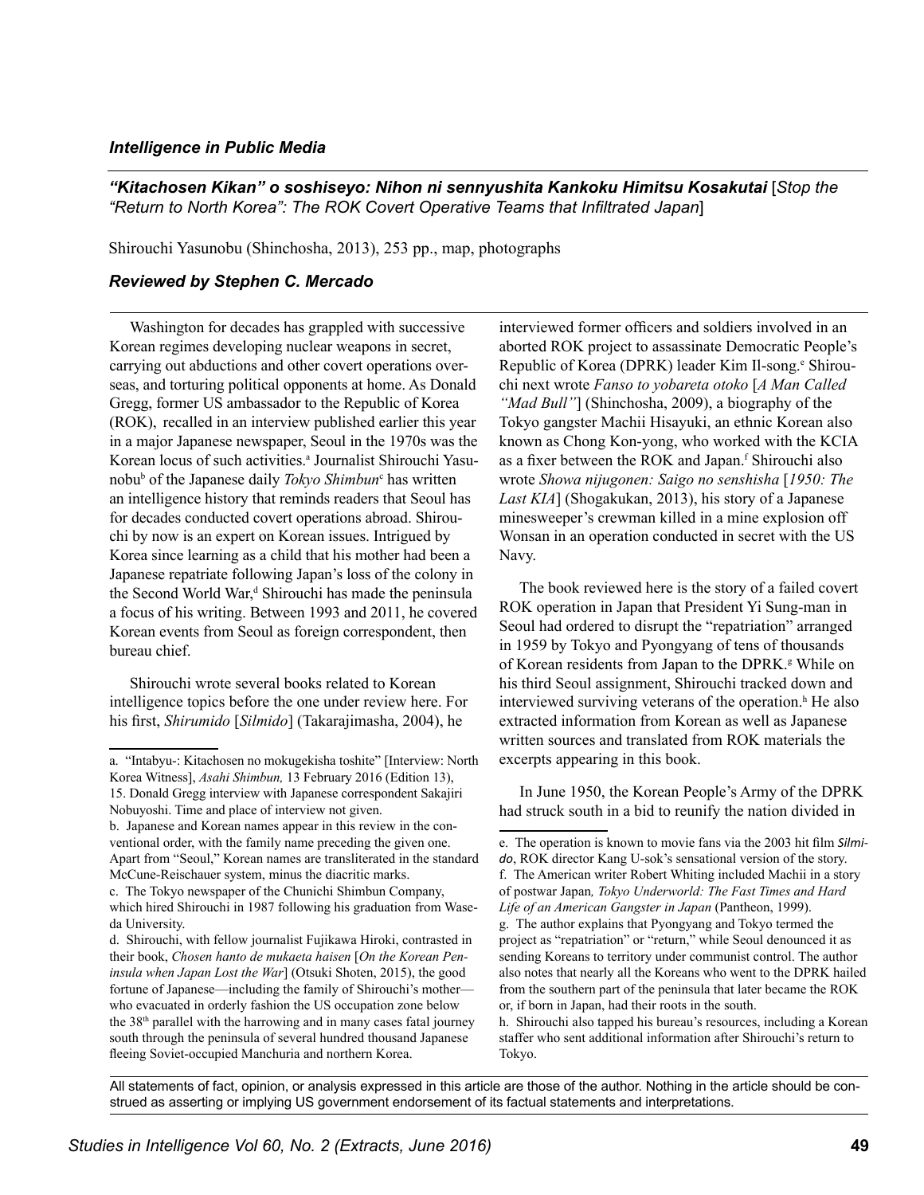## *Intelligence in Public Media*

***"Kitachosen Kikan" o soshiseyo: Nihon ni sennyushita Kankoku Himitsu Kosakutai*** **[*Stop the "Return to North Korea": The ROK Covert Operative Teams that Infiltrated Japan*]**

Shirouchi Yasunobu (Shinchosha, 2013), 253 pp., map, photographs

### *Reviewed by Stephen C. Mercado*

Washington for decades has grappled with successive Korean regimes developing nuclear weapons in secret, carrying out abductions and other covert operations overseas, and torturing political opponents at home. As Donald Gregg, former US ambassador to the Republic of Korea (ROK), recalled in an interview published earlier this year in a major Japanese newspaper, Seoul in the 1970s was the Korean locus of such activities.[a] Journalist Shirouchi Yasunobu[b] of the Japanese daily *Tokyo Shimbun*[c] has written an intelligence history that reminds readers that Seoul has for decades conducted covert operations abroad. Shirouchi by now is an expert on Korean issues. Intrigued by Korea since learning as a child that his mother had been a Japanese repatriate following Japan's loss of the colony in the Second World War,[d] Shirouchi has made the peninsula a focus of his writing. Between 1993 and 2011, he covered Korean events from Seoul as foreign correspondent, then bureau chief.

Shirouchi wrote several books related to Korean intelligence topics before the one under review here. For his first, *Shirumido* [*Silmido*] (Takarajimasha, 2004), he interviewed former officers and soldiers involved in an aborted ROK project to assassinate Democratic People's Republic of Korea (DPRK) leader Kim Il-song.[e] Shirouchi next wrote *Fanso to yobareta otoko* [*A Man Called "Mad Bull"*] (Shinchosha, 2009), a biography of the Tokyo gangster Machii Hisayuki, an ethnic Korean also known as Chong Kon-yong, who worked with the KCIA as a fixer between the ROK and Japan.[f] Shirouchi also wrote *Showa nijugonen: Saigo no senshisha* [*1950: The Last KIA*] (Shogakukan, 2013), his story of a Japanese minesweeper's crewman killed in a mine explosion off Wonsan in an operation conducted in secret with the US Navy.

The book reviewed here is the story of a failed covert ROK operation in Japan that President Yi Sung-man in Seoul had ordered to disrupt the "repatriation" arranged in 1959 by Tokyo and Pyongyang of tens of thousands of Korean residents from Japan to the DPRK.[g] While on his third Seoul assignment, Shirouchi tracked down and interviewed surviving veterans of the operation.[h] He also extracted information from Korean as well as Japanese written sources and translated from ROK materials the excerpts appearing in this book.

In June 1950, the Korean People's Army of the DPRK had struck south in a bid to reunify the nation divided in

---

a. "Intabyu-: Kitachosen no mokugekisha toshite" [Interview: North Korea Witness], *Asahi Shimbun,* 13 February 2016 (Edition 13), 15. Donald Gregg interview with Japanese correspondent Sakajiri Nobuyoshi. Time and place of interview not given.

b. Japanese and Korean names appear in this review in the conventional order, with the family name preceding the given one. Apart from "Seoul," Korean names are transliterated in the standard McCune-Reischauer system, minus the diacritic marks.

c. The Tokyo newspaper of the Chunichi Shimbun Company, which hired Shirouchi in 1987 following his graduation from Waseda University.

d. Shirouchi, with fellow journalist Fujikawa Hiroki, contrasted in their book, *Chosen hanto de mukaeta haisen* [*On the Korean Peninsula when Japan Lost the War*] (Otsuki Shoten, 2015), the good fortune of Japanese—including the family of Shirouchi's mother—who evacuated in orderly fashion the US occupation zone below the 38th parallel with the harrowing and in many cases fatal journey south through the peninsula of several hundred thousand Japanese fleeing Soviet-occupied Manchuria and northern Korea.

e. The operation is known to movie fans via the 2003 hit film *Silmido*, ROK director Kang U-sok's sensational version of the story.

f. The American writer Robert Whiting included Machii in a story of postwar Japan*, Tokyo Underworld: The Fast Times and Hard Life of an American Gangster in Japan* (Pantheon, 1999).

g. The author explains that Pyongyang and Tokyo termed the project as "repatriation" or "return," while Seoul denounced it as sending Koreans to territory under communist control. The author also notes that nearly all the Koreans who went to the DPRK hailed from the southern part of the peninsula that later became the ROK or, if born in Japan, had their roots in the south.

h. Shirouchi also tapped his bureau's resources, including a Korean staffer who sent additional information after Shirouchi's return to Tokyo.

All statements of fact, opinion, or analysis expressed in this article are those of the author. Nothing in the article should be construed as asserting or implying US government endorsement of its factual statements and interpretations.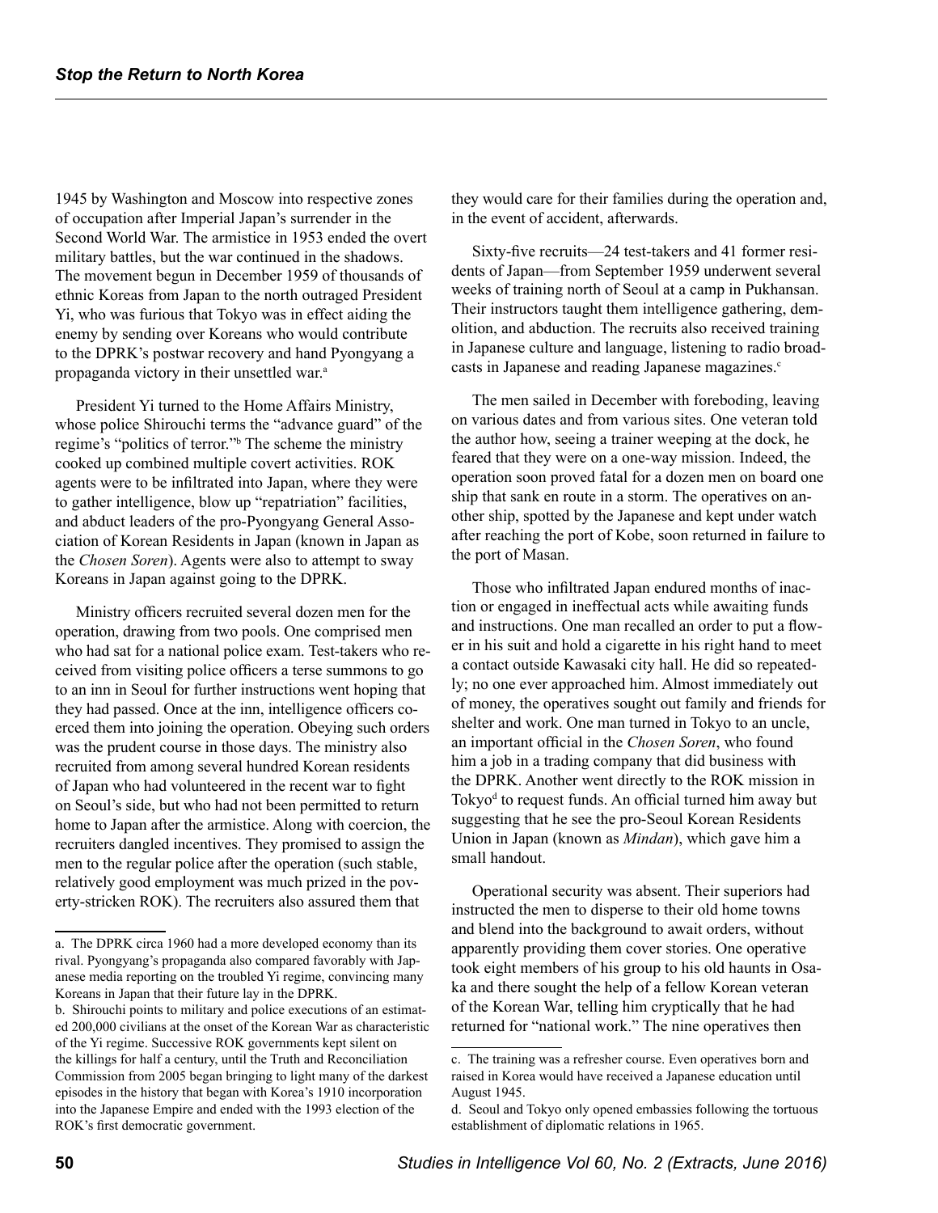1945 by Washington and Moscow into respective zones of occupation after Imperial Japan's surrender in the Second World War. The armistice in 1953 ended the overt military battles, but the war continued in the shadows. The movement begun in December 1959 of thousands of ethnic Koreas from Japan to the north outraged President Yi, who was furious that Tokyo was in effect aiding the enemy by sending over Koreans who would contribute to the DPRK's postwar recovery and hand Pyongyang a propaganda victory in their unsettled war.[a]

President Yi turned to the Home Affairs Ministry, whose police Shirouchi terms the "advance guard" of the regime's "politics of terror."[b] The scheme the ministry cooked up combined multiple covert activities. ROK agents were to be infiltrated into Japan, where they were to gather intelligence, blow up "repatriation" facilities, and abduct leaders of the pro-Pyongyang General Association of Korean Residents in Japan (known in Japan as the *Chosen Soren*). Agents were also to attempt to sway Koreans in Japan against going to the DPRK.

Ministry officers recruited several dozen men for the operation, drawing from two pools. One comprised men who had sat for a national police exam. Test-takers who received from visiting police officers a terse summons to go to an inn in Seoul for further instructions went hoping that they had passed. Once at the inn, intelligence officers coerced them into joining the operation. Obeying such orders was the prudent course in those days. The ministry also recruited from among several hundred Korean residents of Japan who had volunteered in the recent war to fight on Seoul's side, but who had not been permitted to return home to Japan after the armistice. Along with coercion, the recruiters dangled incentives. They promised to assign the men to the regular police after the operation (such stable, relatively good employment was much prized in the poverty-stricken ROK). The recruiters also assured them that they would care for their families during the operation and, in the event of accident, afterwards.

Sixty-five recruits—24 test-takers and 41 former residents of Japan—from September 1959 underwent several weeks of training north of Seoul at a camp in Pukhansan. Their instructors taught them intelligence gathering, demolition, and abduction. The recruits also received training in Japanese culture and language, listening to radio broadcasts in Japanese and reading Japanese magazines.[c]

The men sailed in December with foreboding, leaving on various dates and from various sites. One veteran told the author how, seeing a trainer weeping at the dock, he feared that they were on a one-way mission. Indeed, the operation soon proved fatal for a dozen men on board one ship that sank en route in a storm. The operatives on another ship, spotted by the Japanese and kept under watch after reaching the port of Kobe, soon returned in failure to the port of Masan.

Those who infiltrated Japan endured months of inaction or engaged in ineffectual acts while awaiting funds and instructions. One man recalled an order to put a flower in his suit and hold a cigarette in his right hand to meet a contact outside Kawasaki city hall. He did so repeatedly; no one ever approached him. Almost immediately out of money, the operatives sought out family and friends for shelter and work. One man turned in Tokyo to an uncle, an important official in the *Chosen Soren*, who found him a job in a trading company that did business with the DPRK. Another went directly to the ROK mission in Tokyo[d] to request funds. An official turned him away but suggesting that he see the pro-Seoul Korean Residents Union in Japan (known as *Mindan*), which gave him a small handout.

Operational security was absent. Their superiors had instructed the men to disperse to their old home towns and blend into the background to await orders, without apparently providing them cover stories. One operative took eight members of his group to his old haunts in Osaka and there sought the help of a fellow Korean veteran of the Korean War, telling him cryptically that he had returned for "national work." The nine operatives then

---

a. The DPRK circa 1960 had a more developed economy than its rival. Pyongyang's propaganda also compared favorably with Japanese media reporting on the troubled Yi regime, convincing many Koreans in Japan that their future lay in the DPRK.

b. Shirouchi points to military and police executions of an estimated 200,000 civilians at the onset of the Korean War as characteristic of the Yi regime. Successive ROK governments kept silent on the killings for half a century, until the Truth and Reconciliation Commission from 2005 began bringing to light many of the darkest episodes in the history that began with Korea's 1910 incorporation into the Japanese Empire and ended with the 1993 election of the ROK's first democratic government.

c. The training was a refresher course. Even operatives born and raised in Korea would have received a Japanese education until August 1945.

d. Seoul and Tokyo only opened embassies following the tortuous establishment of diplomatic relations in 1965.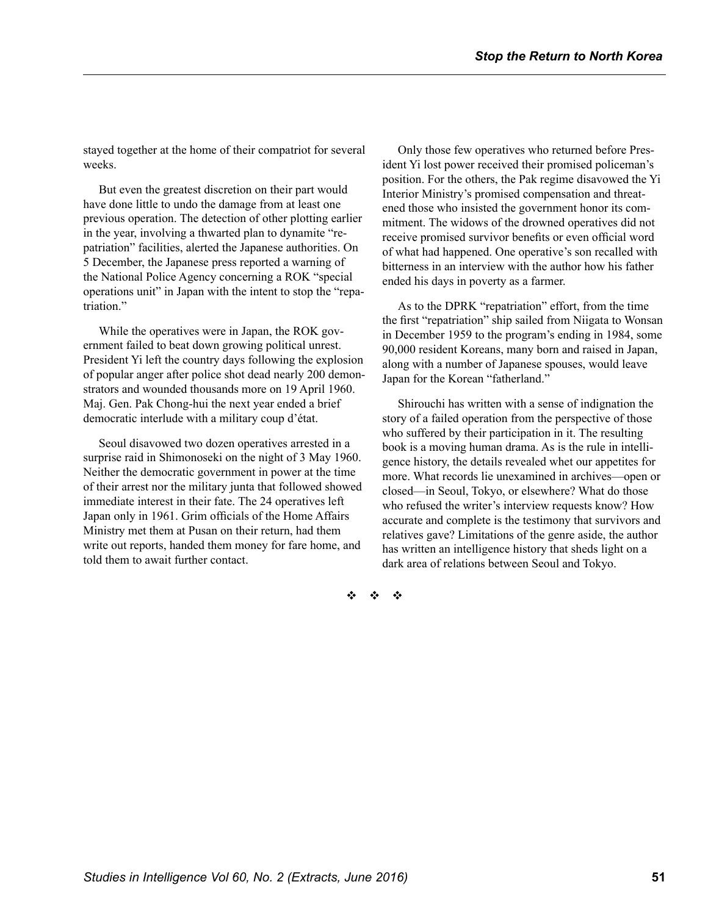stayed together at the home of their compatriot for several weeks.

But even the greatest discretion on their part would have done little to undo the damage from at least one previous operation. The detection of other plotting earlier in the year, involving a thwarted plan to dynamite "repatriation" facilities, alerted the Japanese authorities. On 5 December, the Japanese press reported a warning of the National Police Agency concerning a ROK "special operations unit" in Japan with the intent to stop the "repatriation."

While the operatives were in Japan, the ROK government failed to beat down growing political unrest. President Yi left the country days following the explosion of popular anger after police shot dead nearly 200 demonstrators and wounded thousands more on 19 April 1960. Maj. Gen. Pak Chong-hui the next year ended a brief democratic interlude with a military coup d'état.

Seoul disavowed two dozen operatives arrested in a surprise raid in Shimonoseki on the night of 3 May 1960. Neither the democratic government in power at the time of their arrest nor the military junta that followed showed immediate interest in their fate. The 24 operatives left Japan only in 1961. Grim officials of the Home Affairs Ministry met them at Pusan on their return, had them write out reports, handed them money for fare home, and told them to await further contact.

Only those few operatives who returned before President Yi lost power received their promised policeman's position. For the others, the Pak regime disavowed the Yi Interior Ministry's promised compensation and threatened those who insisted the government honor its commitment. The widows of the drowned operatives did not receive promised survivor benefits or even official word of what had happened. One operative's son recalled with bitterness in an interview with the author how his father ended his days in poverty as a farmer.

As to the DPRK "repatriation" effort, from the time the first "repatriation" ship sailed from Niigata to Wonsan in December 1959 to the program's ending in 1984, some 90,000 resident Koreans, many born and raised in Japan, along with a number of Japanese spouses, would leave Japan for the Korean "fatherland."

Shirouchi has written with a sense of indignation the story of a failed operation from the perspective of those who suffered by their participation in it. The resulting book is a moving human drama. As is the rule in intelligence history, the details revealed whet our appetites for more. What records lie unexamined in archives—open or closed—in Seoul, Tokyo, or elsewhere? What do those who refused the writer's interview requests know? How accurate and complete is the testimony that survivors and relatives gave? Limitations of the genre aside, the author has written an intelligence history that sheds light on a dark area of relations between Seoul and Tokyo.

❖ ❖ ❖